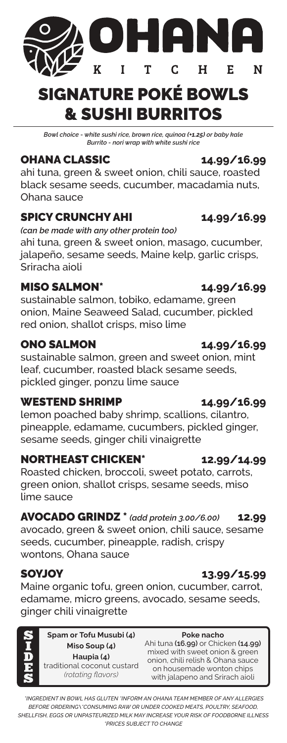# OHANA KITCHEN

## SIGNATURE POKÉ BOWLS & SUSHI BURRITOS

*Bowl choice - white sushi rice, brown rice, quinoa (+1.25) or baby kale*
*Burrito - nori wrap with white sushi rice*

### OHANA CLASSIC — 14.99/16.99

ahi tuna, green & sweet onion, chili sauce, roasted black sesame seeds, cucumber, macadamia nuts, Ohana sauce

### SPICY CRUNCHY AHI — 14.99/16.99

*(can be made with any other protein too)*
ahi tuna, green & sweet onion, masago, cucumber, jalapeño, sesame seeds, Maine kelp, garlic crisps, Sriracha aioli

### MISO SALMON* — 14.99/16.99

sustainable salmon, tobiko, edamame, green onion, Maine Seaweed Salad, cucumber, pickled red onion, shallot crisps, miso lime

### ONO SALMON — 14.99/16.99

sustainable salmon, green and sweet onion, mint leaf, cucumber, roasted black sesame seeds, pickled ginger, ponzu lime sauce

### WESTEND SHRIMP — 14.99/16.99

lemon poached baby shrimp, scallions, cilantro, pineapple, edamame, cucumbers, pickled ginger, sesame seeds, ginger chili vinaigrette

### NORTHEAST CHICKEN* — 12.99/14.99

Roasted chicken, broccoli, sweet potato, carrots, green onion, shallot crisps, sesame seeds, miso lime sauce

### AVOCADO GRINDZ * *(add protein 3.00/6.00)* — 12.99

avocado, green & sweet onion, chili sauce, sesame seeds, cucumber, pineapple, radish, crispy wontons, Ohana sauce

### SOYJOY — 13.99/15.99

Maine organic tofu, green onion, cucumber, carrot, edamame, micro greens, avocado, sesame seeds, ginger chili vinaigrette

## SIDES

**Spam or Tofu Musubi (4)**

**Miso Soup (4)**

**Haupia (4)**
traditional coconut custard
*(rotating flavors)*

**Poke nacho**
Ahi tuna **(16.99)** or Chicken **(14.99)** mixed with sweet onion & green onion, chili relish & Ohana sauce on housemade wonton chips with jalapeno and Srirach aioli

*\*INGREDIENT IN BOWL HAS GLUTEN \*INFORM AN OHANA TEAM MEMBER OF ANY ALLERGIES BEFORE ORDERING \ \*CONSUMING RAW OR UNDER COOKED MEATS, POULTRY, SEAFOOD, SHELLFISH, EGGS OR UNPASTEURIZED MILK MAY INCREASE YOUR RISK OF FOODBORNE ILLNESS \*PRICES SUBJECT TO CHANGE*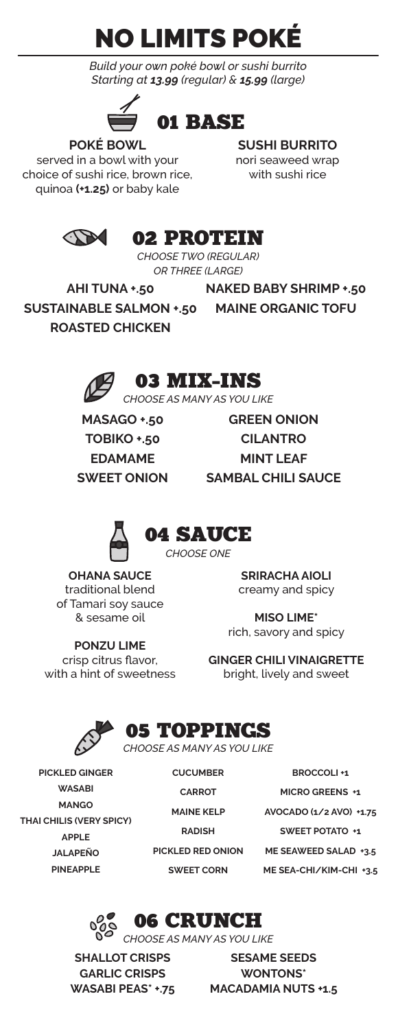# NO LIMITS POKÉ

*Build your own poké bowl or sushi burrito*
*Starting at **13.99** (regular) & **15.99** (large)*

## 01 BASE

**POKÉ BOWL**
served in a bowl with your choice of sushi rice, brown rice, quinoa **(+1.25)** or baby kale

**SUSHI BURRITO**
nori seaweed wrap with sushi rice

## 02 PROTEIN

*CHOOSE TWO (REGULAR) OR THREE (LARGE)*

**AHI TUNA +.50**
**SUSTAINABLE SALMON +.50**
**ROASTED CHICKEN**
**NAKED BABY SHRIMP +.50**
**MAINE ORGANIC TOFU**

## 03 MIX-INS

*CHOOSE AS MANY AS YOU LIKE*

**MASAGO +.50**
**TOBIKO +.50**
**EDAMAME**
**SWEET ONION**
**GREEN ONION**
**CILANTRO**
**MINT LEAF**
**SAMBAL CHILI SAUCE**

## 04 SAUCE

*CHOOSE ONE*

**OHANA SAUCE**
traditional blend of Tamari soy sauce & sesame oil

**PONZU LIME**
crisp citrus flavor, with a hint of sweetness

**SRIRACHA AIOLI**
creamy and spicy

**MISO LIME***
rich, savory and spicy

**GINGER CHILI VINAIGRETTE**
bright, lively and sweet

## 05 TOPPINGS

*CHOOSE AS MANY AS YOU LIKE*

**PICKLED GINGER**
**WASABI**
**MANGO**
**THAI CHILIS (VERY SPICY)**
**APPLE**
**JALAPEÑO**
**PINEAPPLE**
**CUCUMBER**
**CARROT**
**MAINE KELP**
**RADISH**
**PICKLED RED ONION**
**SWEET CORN**
**BROCCOLI +1**
**MICRO GREENS +1**
**AVOCADO (1/2 AVO) +1.75**
**SWEET POTATO +1**
**ME SEAWEED SALAD +3.5**
**ME SEA-CHI/KIM-CHI +3.5**

## 06 CRUNCH

*CHOOSE AS MANY AS YOU LIKE*

**SHALLOT CRISPS**
**GARLIC CRISPS**
**WASABI PEAS* +.75**
**SESAME SEEDS**
**WONTONS***
**MACADAMIA NUTS +1.5**